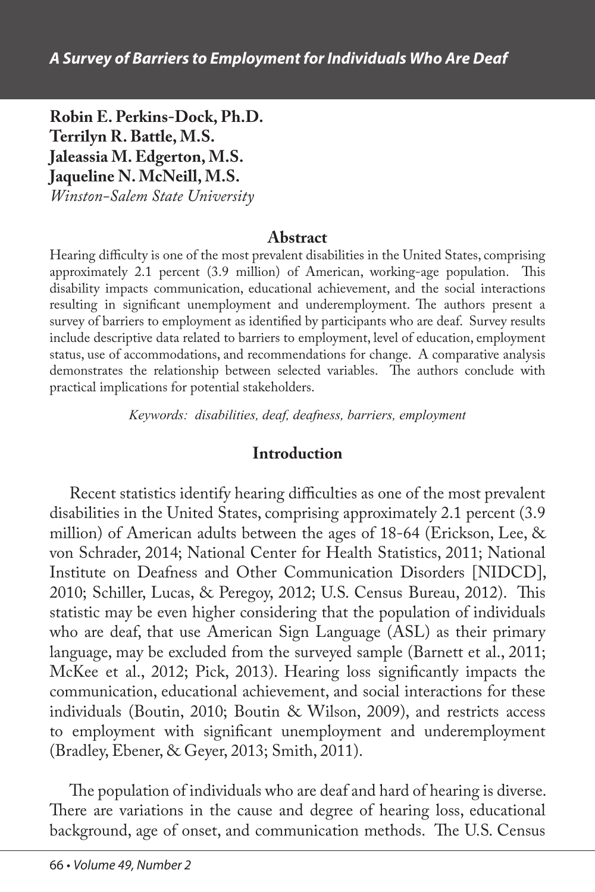# A Survey of Barriers to Employment for Individuals Who Are Deaf

**Robin E. Perkins-Dock, Ph.D.**
**Terrilyn R. Battle, M.S.**
**Jaleassia M. Edgerton, M.S.**
**Jaqueline N. McNeill, M.S.**
*Winston-Salem State University*

## Abstract

Hearing difficulty is one of the most prevalent disabilities in the United States, comprising approximately 2.1 percent (3.9 million) of American, working-age population. This disability impacts communication, educational achievement, and the social interactions resulting in significant unemployment and underemployment. The authors present a survey of barriers to employment as identified by participants who are deaf. Survey results include descriptive data related to barriers to employment, level of education, employment status, use of accommodations, and recommendations for change. A comparative analysis demonstrates the relationship between selected variables. The authors conclude with practical implications for potential stakeholders.

*Keywords: disabilities, deaf, deafness, barriers, employment*

## Introduction

Recent statistics identify hearing difficulties as one of the most prevalent disabilities in the United States, comprising approximately 2.1 percent (3.9 million) of American adults between the ages of 18-64 (Erickson, Lee, & von Schrader, 2014; National Center for Health Statistics, 2011; National Institute on Deafness and Other Communication Disorders [NIDCD], 2010; Schiller, Lucas, & Peregoy, 2012; U.S. Census Bureau, 2012). This statistic may be even higher considering that the population of individuals who are deaf, that use American Sign Language (ASL) as their primary language, may be excluded from the surveyed sample (Barnett et al., 2011; McKee et al., 2012; Pick, 2013). Hearing loss significantly impacts the communication, educational achievement, and social interactions for these individuals (Boutin, 2010; Boutin & Wilson, 2009), and restricts access to employment with significant unemployment and underemployment (Bradley, Ebener, & Geyer, 2013; Smith, 2011).

The population of individuals who are deaf and hard of hearing is diverse. There are variations in the cause and degree of hearing loss, educational background, age of onset, and communication methods. The U.S. Census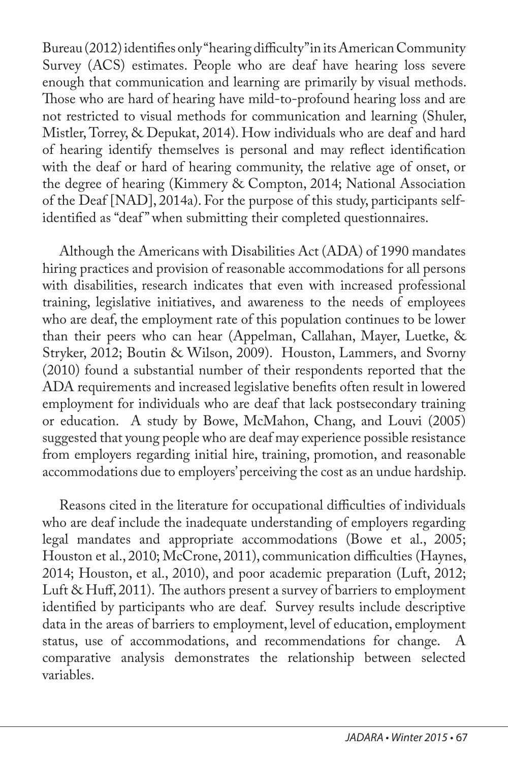Bureau (2012) identifies only "hearing difficulty" in its American Community Survey (ACS) estimates. People who are deaf have hearing loss severe enough that communication and learning are primarily by visual methods. Those who are hard of hearing have mild-to-profound hearing loss and are not restricted to visual methods for communication and learning (Shuler, Mistler, Torrey, & Depukat, 2014). How individuals who are deaf and hard of hearing identify themselves is personal and may reflect identification with the deaf or hard of hearing community, the relative age of onset, or the degree of hearing (Kimmery & Compton, 2014; National Association of the Deaf [NAD], 2014a). For the purpose of this study, participants self-identified as "deaf" when submitting their completed questionnaires.

Although the Americans with Disabilities Act (ADA) of 1990 mandates hiring practices and provision of reasonable accommodations for all persons with disabilities, research indicates that even with increased professional training, legislative initiatives, and awareness to the needs of employees who are deaf, the employment rate of this population continues to be lower than their peers who can hear (Appelman, Callahan, Mayer, Luetke, & Stryker, 2012; Boutin & Wilson, 2009). Houston, Lammers, and Svorny (2010) found a substantial number of their respondents reported that the ADA requirements and increased legislative benefits often result in lowered employment for individuals who are deaf that lack postsecondary training or education. A study by Bowe, McMahon, Chang, and Louvi (2005) suggested that young people who are deaf may experience possible resistance from employers regarding initial hire, training, promotion, and reasonable accommodations due to employers' perceiving the cost as an undue hardship.

Reasons cited in the literature for occupational difficulties of individuals who are deaf include the inadequate understanding of employers regarding legal mandates and appropriate accommodations (Bowe et al., 2005; Houston et al., 2010; McCrone, 2011), communication difficulties (Haynes, 2014; Houston, et al., 2010), and poor academic preparation (Luft, 2012; Luft & Huff, 2011). The authors present a survey of barriers to employment identified by participants who are deaf. Survey results include descriptive data in the areas of barriers to employment, level of education, employment status, use of accommodations, and recommendations for change. A comparative analysis demonstrates the relationship between selected variables.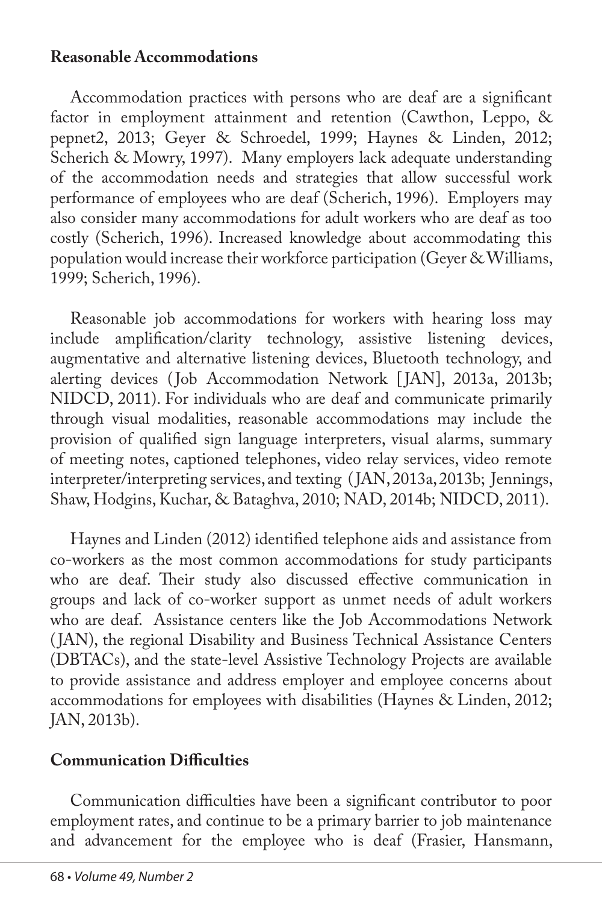## Reasonable Accommodations

Accommodation practices with persons who are deaf are a significant factor in employment attainment and retention (Cawthon, Leppo, & pepnet2, 2013; Geyer & Schroedel, 1999; Haynes & Linden, 2012; Scherich & Mowry, 1997). Many employers lack adequate understanding of the accommodation needs and strategies that allow successful work performance of employees who are deaf (Scherich, 1996). Employers may also consider many accommodations for adult workers who are deaf as too costly (Scherich, 1996). Increased knowledge about accommodating this population would increase their workforce participation (Geyer & Williams, 1999; Scherich, 1996).

Reasonable job accommodations for workers with hearing loss may include amplification/clarity technology, assistive listening devices, augmentative and alternative listening devices, Bluetooth technology, and alerting devices (Job Accommodation Network [JAN], 2013a, 2013b; NIDCD, 2011). For individuals who are deaf and communicate primarily through visual modalities, reasonable accommodations may include the provision of qualified sign language interpreters, visual alarms, summary of meeting notes, captioned telephones, video relay services, video remote interpreter/interpreting services, and texting (JAN, 2013a, 2013b; Jennings, Shaw, Hodgins, Kuchar, & Bataghva, 2010; NAD, 2014b; NIDCD, 2011).

Haynes and Linden (2012) identified telephone aids and assistance from co-workers as the most common accommodations for study participants who are deaf. Their study also discussed effective communication in groups and lack of co-worker support as unmet needs of adult workers who are deaf. Assistance centers like the Job Accommodations Network (JAN), the regional Disability and Business Technical Assistance Centers (DBTACs), and the state-level Assistive Technology Projects are available to provide assistance and address employer and employee concerns about accommodations for employees with disabilities (Haynes & Linden, 2012; JAN, 2013b).

## Communication Difficulties

Communication difficulties have been a significant contributor to poor employment rates, and continue to be a primary barrier to job maintenance and advancement for the employee who is deaf (Frasier, Hansmann,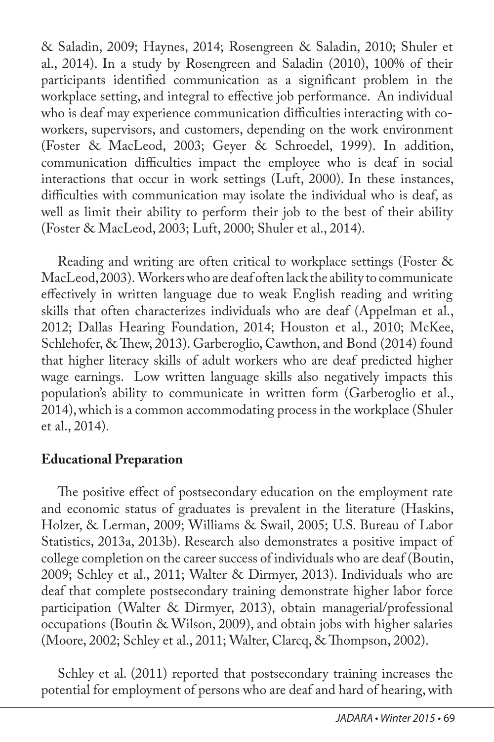& Saladin, 2009; Haynes, 2014; Rosengreen & Saladin, 2010; Shuler et al., 2014). In a study by Rosengreen and Saladin (2010), 100% of their participants identified communication as a significant problem in the workplace setting, and integral to effective job performance. An individual who is deaf may experience communication difficulties interacting with co-workers, supervisors, and customers, depending on the work environment (Foster & MacLeod, 2003; Geyer & Schroedel, 1999). In addition, communication difficulties impact the employee who is deaf in social interactions that occur in work settings (Luft, 2000). In these instances, difficulties with communication may isolate the individual who is deaf, as well as limit their ability to perform their job to the best of their ability (Foster & MacLeod, 2003; Luft, 2000; Shuler et al., 2014).

Reading and writing are often critical to workplace settings (Foster & MacLeod, 2003). Workers who are deaf often lack the ability to communicate effectively in written language due to weak English reading and writing skills that often characterizes individuals who are deaf (Appelman et al., 2012; Dallas Hearing Foundation, 2014; Houston et al., 2010; McKee, Schlehofer, & Thew, 2013). Garberoglio, Cawthon, and Bond (2014) found that higher literacy skills of adult workers who are deaf predicted higher wage earnings. Low written language skills also negatively impacts this population's ability to communicate in written form (Garberoglio et al., 2014), which is a common accommodating process in the workplace (Shuler et al., 2014).

**Educational Preparation**

The positive effect of postsecondary education on the employment rate and economic status of graduates is prevalent in the literature (Haskins, Holzer, & Lerman, 2009; Williams & Swail, 2005; U.S. Bureau of Labor Statistics, 2013a, 2013b). Research also demonstrates a positive impact of college completion on the career success of individuals who are deaf (Boutin, 2009; Schley et al., 2011; Walter & Dirmyer, 2013). Individuals who are deaf that complete postsecondary training demonstrate higher labor force participation (Walter & Dirmyer, 2013), obtain managerial/professional occupations (Boutin & Wilson, 2009), and obtain jobs with higher salaries (Moore, 2002; Schley et al., 2011; Walter, Clarcq, & Thompson, 2002).

Schley et al. (2011) reported that postsecondary training increases the potential for employment of persons who are deaf and hard of hearing, with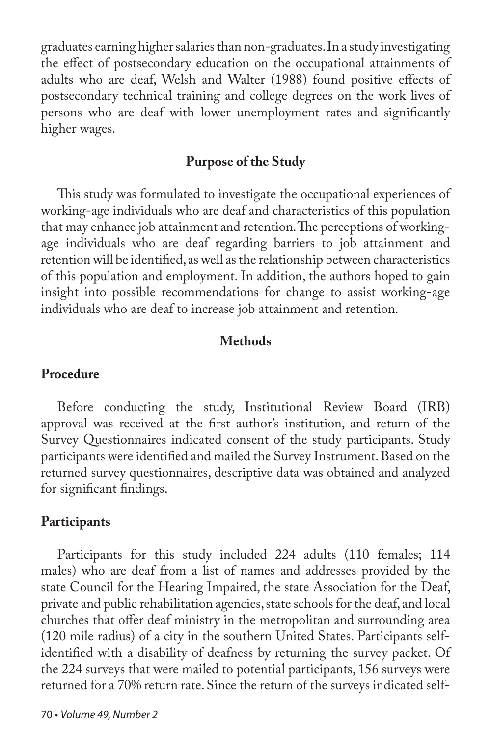graduates earning higher salaries than non-graduates. In a study investigating the effect of postsecondary education on the occupational attainments of adults who are deaf, Welsh and Walter (1988) found positive effects of postsecondary technical training and college degrees on the work lives of persons who are deaf with lower unemployment rates and significantly higher wages.

## Purpose of the Study

This study was formulated to investigate the occupational experiences of working-age individuals who are deaf and characteristics of this population that may enhance job attainment and retention. The perceptions of working-age individuals who are deaf regarding barriers to job attainment and retention will be identified, as well as the relationship between characteristics of this population and employment. In addition, the authors hoped to gain insight into possible recommendations for change to assist working-age individuals who are deaf to increase job attainment and retention.

## Methods

### Procedure

Before conducting the study, Institutional Review Board (IRB) approval was received at the first author's institution, and return of the Survey Questionnaires indicated consent of the study participants. Study participants were identified and mailed the Survey Instrument. Based on the returned survey questionnaires, descriptive data was obtained and analyzed for significant findings.

### Participants

Participants for this study included 224 adults (110 females; 114 males) who are deaf from a list of names and addresses provided by the state Council for the Hearing Impaired, the state Association for the Deaf, private and public rehabilitation agencies, state schools for the deaf, and local churches that offer deaf ministry in the metropolitan and surrounding area (120 mile radius) of a city in the southern United States. Participants self-identified with a disability of deafness by returning the survey packet. Of the 224 surveys that were mailed to potential participants, 156 surveys were returned for a 70% return rate. Since the return of the surveys indicated self-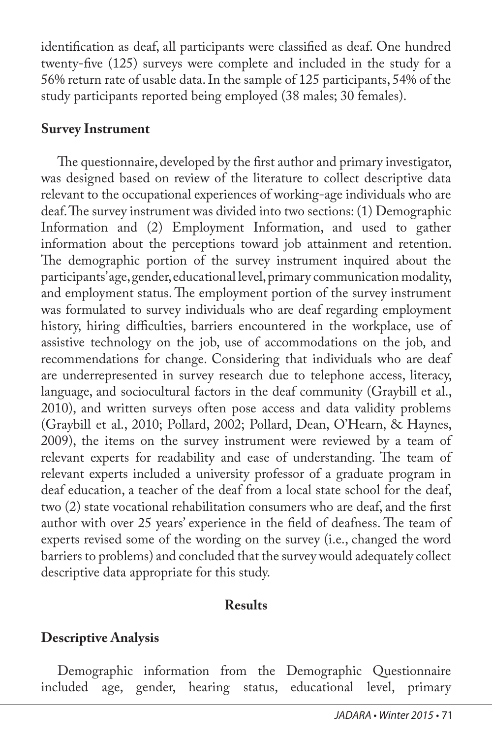identification as deaf, all participants were classified as deaf. One hundred twenty-five (125) surveys were complete and included in the study for a 56% return rate of usable data. In the sample of 125 participants, 54% of the study participants reported being employed (38 males; 30 females).

### Survey Instrument

The questionnaire, developed by the first author and primary investigator, was designed based on review of the literature to collect descriptive data relevant to the occupational experiences of working-age individuals who are deaf. The survey instrument was divided into two sections: (1) Demographic Information and (2) Employment Information, and used to gather information about the perceptions toward job attainment and retention. The demographic portion of the survey instrument inquired about the participants' age, gender, educational level, primary communication modality, and employment status. The employment portion of the survey instrument was formulated to survey individuals who are deaf regarding employment history, hiring difficulties, barriers encountered in the workplace, use of assistive technology on the job, use of accommodations on the job, and recommendations for change. Considering that individuals who are deaf are underrepresented in survey research due to telephone access, literacy, language, and sociocultural factors in the deaf community (Graybill et al., 2010), and written surveys often pose access and data validity problems (Graybill et al., 2010; Pollard, 2002; Pollard, Dean, O'Hearn, & Haynes, 2009), the items on the survey instrument were reviewed by a team of relevant experts for readability and ease of understanding. The team of relevant experts included a university professor of a graduate program in deaf education, a teacher of the deaf from a local state school for the deaf, two (2) state vocational rehabilitation consumers who are deaf, and the first author with over 25 years' experience in the field of deafness. The team of experts revised some of the wording on the survey (i.e., changed the word barriers to problems) and concluded that the survey would adequately collect descriptive data appropriate for this study.

## Results

### Descriptive Analysis

Demographic information from the Demographic Questionnaire included age, gender, hearing status, educational level, primary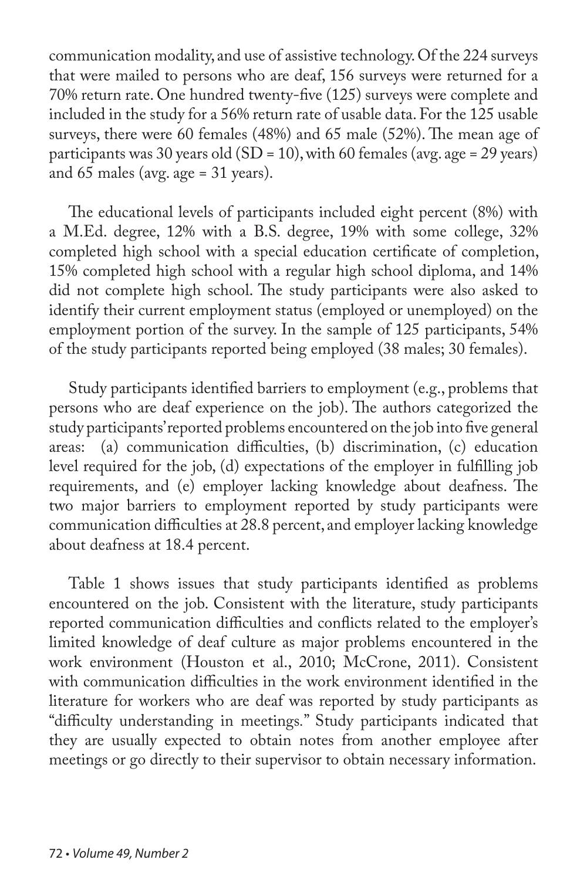communication modality, and use of assistive technology. Of the 224 surveys that were mailed to persons who are deaf, 156 surveys were returned for a 70% return rate. One hundred twenty-five (125) surveys were complete and included in the study for a 56% return rate of usable data. For the 125 usable surveys, there were 60 females (48%) and 65 male (52%). The mean age of participants was 30 years old (SD = 10), with 60 females (avg. age = 29 years) and 65 males (avg. age = 31 years).

The educational levels of participants included eight percent (8%) with a M.Ed. degree, 12% with a B.S. degree, 19% with some college, 32% completed high school with a special education certificate of completion, 15% completed high school with a regular high school diploma, and 14% did not complete high school. The study participants were also asked to identify their current employment status (employed or unemployed) on the employment portion of the survey. In the sample of 125 participants, 54% of the study participants reported being employed (38 males; 30 females).

Study participants identified barriers to employment (e.g., problems that persons who are deaf experience on the job). The authors categorized the study participants' reported problems encountered on the job into five general areas: (a) communication difficulties, (b) discrimination, (c) education level required for the job, (d) expectations of the employer in fulfilling job requirements, and (e) employer lacking knowledge about deafness. The two major barriers to employment reported by study participants were communication difficulties at 28.8 percent, and employer lacking knowledge about deafness at 18.4 percent.

Table 1 shows issues that study participants identified as problems encountered on the job. Consistent with the literature, study participants reported communication difficulties and conflicts related to the employer's limited knowledge of deaf culture as major problems encountered in the work environment (Houston et al., 2010; McCrone, 2011). Consistent with communication difficulties in the work environment identified in the literature for workers who are deaf was reported by study participants as "difficulty understanding in meetings." Study participants indicated that they are usually expected to obtain notes from another employee after meetings or go directly to their supervisor to obtain necessary information.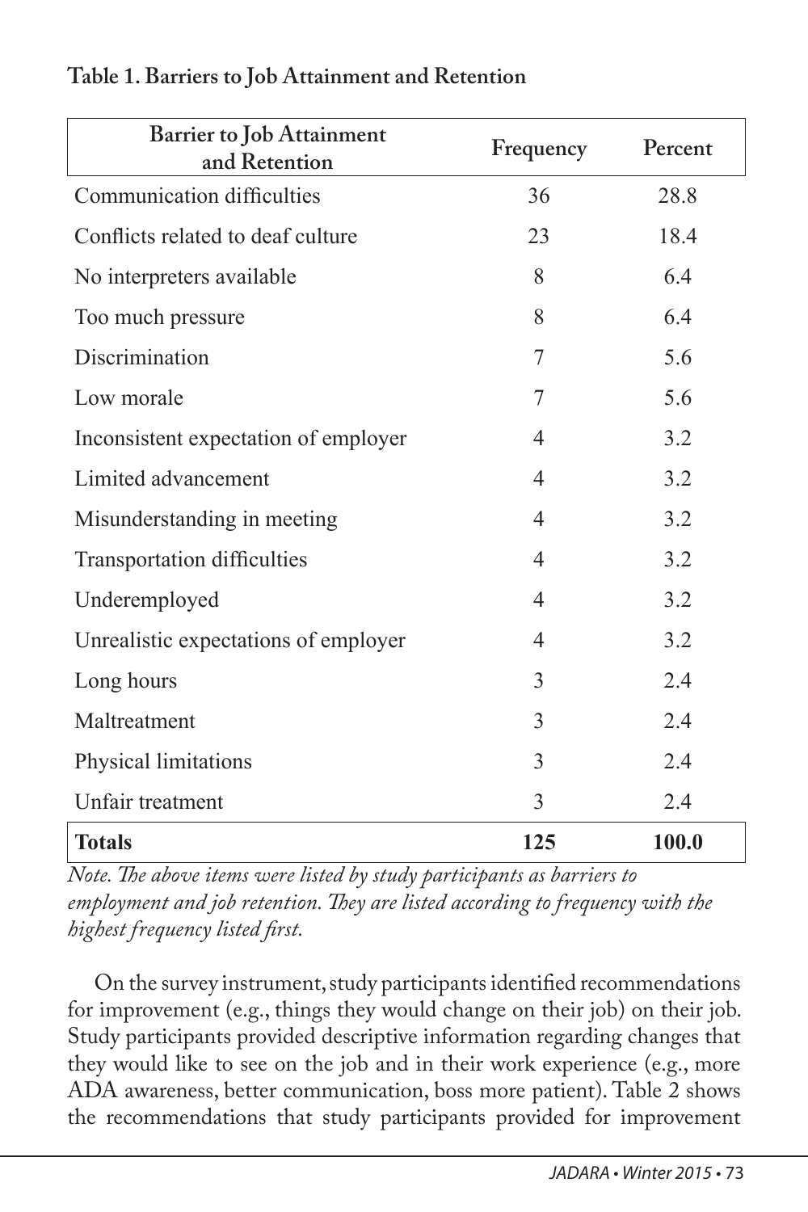**Table 1. Barriers to Job Attainment and Retention**

| Barrier to Job Attainment and Retention | Frequency | Percent |
|---|---|---|
| Communication difficulties | 36 | 28.8 |
| Conflicts related to deaf culture | 23 | 18.4 |
| No interpreters available | 8 | 6.4 |
| Too much pressure | 8 | 6.4 |
| Discrimination | 7 | 5.6 |
| Low morale | 7 | 5.6 |
| Inconsistent expectation of employer | 4 | 3.2 |
| Limited advancement | 4 | 3.2 |
| Misunderstanding in meeting | 4 | 3.2 |
| Transportation difficulties | 4 | 3.2 |
| Underemployed | 4 | 3.2 |
| Unrealistic expectations of employer | 4 | 3.2 |
| Long hours | 3 | 2.4 |
| Maltreatment | 3 | 2.4 |
| Physical limitations | 3 | 2.4 |
| Unfair treatment | 3 | 2.4 |
| **Totals** | **125** | **100.0** |

*Note. The above items were listed by study participants as barriers to employment and job retention. They are listed according to frequency with the highest frequency listed first.*

On the survey instrument, study participants identified recommendations for improvement (e.g., things they would change on their job) on their job. Study participants provided descriptive information regarding changes that they would like to see on the job and in their work experience (e.g., more ADA awareness, better communication, boss more patient). Table 2 shows the recommendations that study participants provided for improvement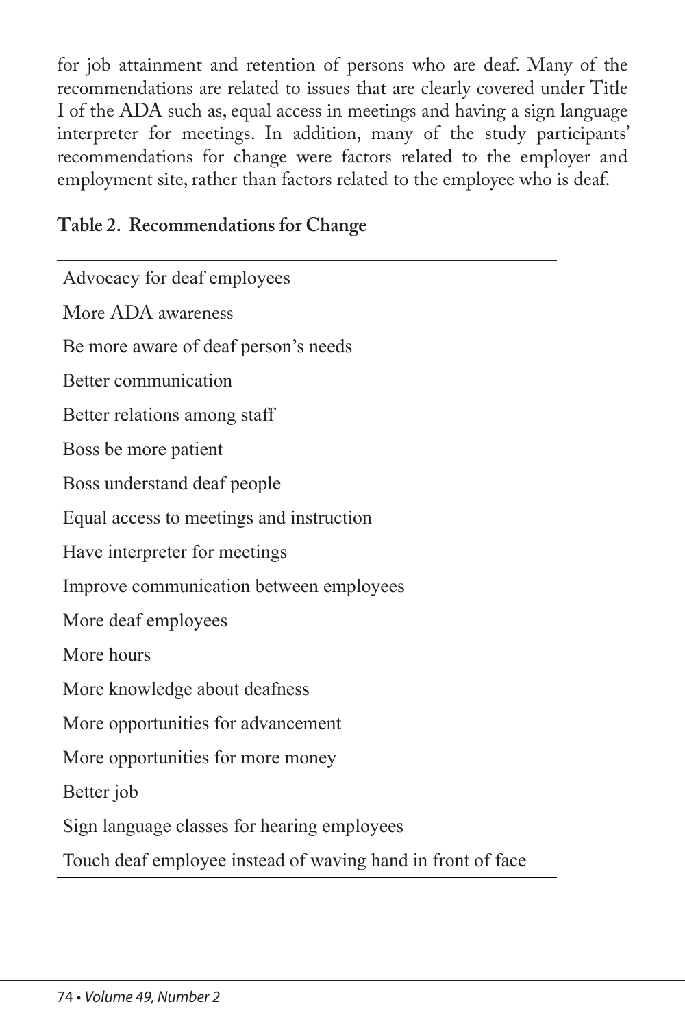for job attainment and retention of persons who are deaf. Many of the recommendations are related to issues that are clearly covered under Title I of the ADA such as, equal access in meetings and having a sign language interpreter for meetings. In addition, many of the study participants' recommendations for change were factors related to the employer and employment site, rather than factors related to the employee who is deaf.

**Table 2. Recommendations for Change**

| |
|---|
| Advocacy for deaf employees |
| More ADA awareness |
| Be more aware of deaf person's needs |
| Better communication |
| Better relations among staff |
| Boss be more patient |
| Boss understand deaf people |
| Equal access to meetings and instruction |
| Have interpreter for meetings |
| Improve communication between employees |
| More deaf employees |
| More hours |
| More knowledge about deafness |
| More opportunities for advancement |
| More opportunities for more money |
| Better job |
| Sign language classes for hearing employees |
| Touch deaf employee instead of waving hand in front of face |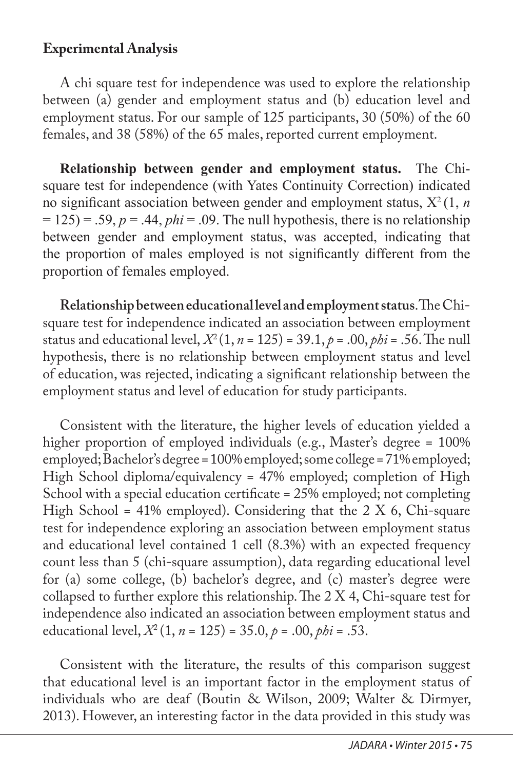**Experimental Analysis**

A chi square test for independence was used to explore the relationship between (a) gender and employment status and (b) education level and employment status. For our sample of 125 participants, 30 (50%) of the 60 females, and 38 (58%) of the 65 males, reported current employment.

**Relationship between gender and employment status.** The Chi-square test for independence (with Yates Continuity Correction) indicated no significant association between gender and employment status, $X^2\,(1, n = 125) = .59, p = .44, phi = .09$. The null hypothesis, there is no relationship between gender and employment status, was accepted, indicating that the proportion of males employed is not significantly different from the proportion of females employed.

**Relationship between educational level and employment status**. The Chi-square test for independence indicated an association between employment status and educational level, $X^2\,(1, n = 125) = 39.1, p = .00, phi = .56$. The null hypothesis, there is no relationship between employment status and level of education, was rejected, indicating a significant relationship between the employment status and level of education for study participants.

Consistent with the literature, the higher levels of education yielded a higher proportion of employed individuals (e.g., Master's degree = 100% employed; Bachelor's degree = 100% employed; some college = 71% employed; High School diploma/equivalency = 47% employed; completion of High School with a special education certificate = 25% employed; not completing High School = 41% employed). Considering that the 2 X 6, Chi-square test for independence exploring an association between employment status and educational level contained 1 cell (8.3%) with an expected frequency count less than 5 (chi-square assumption), data regarding educational level for (a) some college, (b) bachelor's degree, and (c) master's degree were collapsed to further explore this relationship. The 2 X 4, Chi-square test for independence also indicated an association between employment status and educational level, $X^2\,(1, n = 125) = 35.0, p = .00, phi = .53$.

Consistent with the literature, the results of this comparison suggest that educational level is an important factor in the employment status of individuals who are deaf (Boutin & Wilson, 2009; Walter & Dirmyer, 2013). However, an interesting factor in the data provided in this study was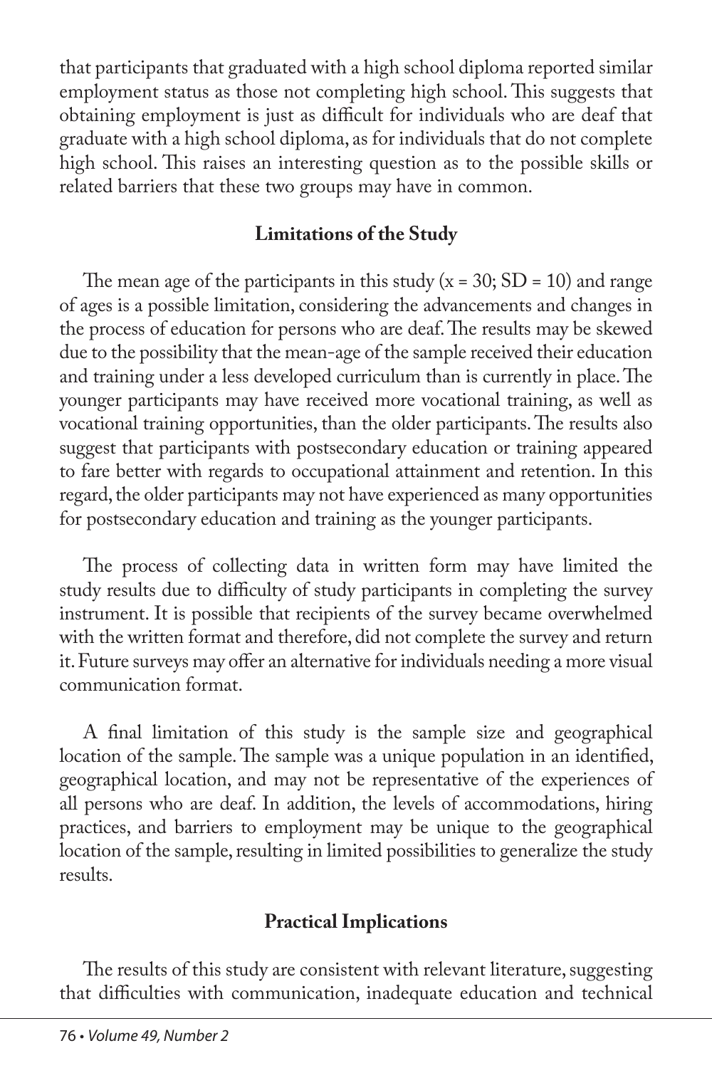that participants that graduated with a high school diploma reported similar employment status as those not completing high school. This suggests that obtaining employment is just as difficult for individuals who are deaf that graduate with a high school diploma, as for individuals that do not complete high school. This raises an interesting question as to the possible skills or related barriers that these two groups may have in common.

## Limitations of the Study

The mean age of the participants in this study ($x = 30$; $SD = 10$) and range of ages is a possible limitation, considering the advancements and changes in the process of education for persons who are deaf. The results may be skewed due to the possibility that the mean-age of the sample received their education and training under a less developed curriculum than is currently in place. The younger participants may have received more vocational training, as well as vocational training opportunities, than the older participants. The results also suggest that participants with postsecondary education or training appeared to fare better with regards to occupational attainment and retention. In this regard, the older participants may not have experienced as many opportunities for postsecondary education and training as the younger participants.

The process of collecting data in written form may have limited the study results due to difficulty of study participants in completing the survey instrument. It is possible that recipients of the survey became overwhelmed with the written format and therefore, did not complete the survey and return it. Future surveys may offer an alternative for individuals needing a more visual communication format.

A final limitation of this study is the sample size and geographical location of the sample. The sample was a unique population in an identified, geographical location, and may not be representative of the experiences of all persons who are deaf. In addition, the levels of accommodations, hiring practices, and barriers to employment may be unique to the geographical location of the sample, resulting in limited possibilities to generalize the study results.

## Practical Implications

The results of this study are consistent with relevant literature, suggesting that difficulties with communication, inadequate education and technical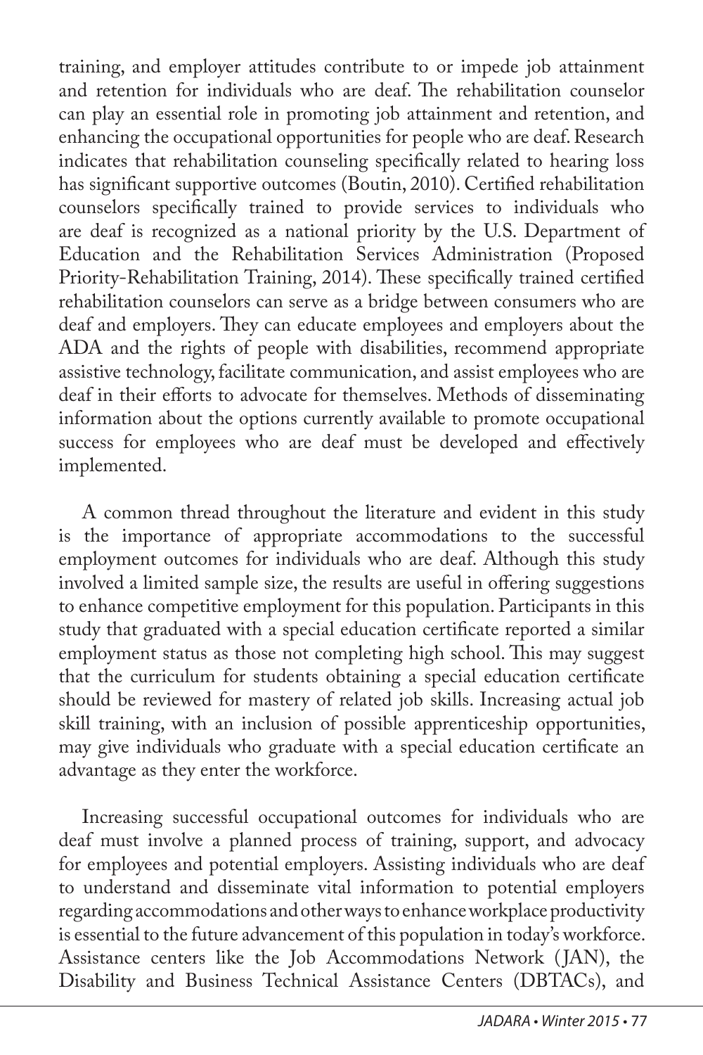training, and employer attitudes contribute to or impede job attainment and retention for individuals who are deaf. The rehabilitation counselor can play an essential role in promoting job attainment and retention, and enhancing the occupational opportunities for people who are deaf. Research indicates that rehabilitation counseling specifically related to hearing loss has significant supportive outcomes (Boutin, 2010). Certified rehabilitation counselors specifically trained to provide services to individuals who are deaf is recognized as a national priority by the U.S. Department of Education and the Rehabilitation Services Administration (Proposed Priority-Rehabilitation Training, 2014). These specifically trained certified rehabilitation counselors can serve as a bridge between consumers who are deaf and employers. They can educate employees and employers about the ADA and the rights of people with disabilities, recommend appropriate assistive technology, facilitate communication, and assist employees who are deaf in their efforts to advocate for themselves. Methods of disseminating information about the options currently available to promote occupational success for employees who are deaf must be developed and effectively implemented.

A common thread throughout the literature and evident in this study is the importance of appropriate accommodations to the successful employment outcomes for individuals who are deaf. Although this study involved a limited sample size, the results are useful in offering suggestions to enhance competitive employment for this population. Participants in this study that graduated with a special education certificate reported a similar employment status as those not completing high school. This may suggest that the curriculum for students obtaining a special education certificate should be reviewed for mastery of related job skills. Increasing actual job skill training, with an inclusion of possible apprenticeship opportunities, may give individuals who graduate with a special education certificate an advantage as they enter the workforce.

Increasing successful occupational outcomes for individuals who are deaf must involve a planned process of training, support, and advocacy for employees and potential employers. Assisting individuals who are deaf to understand and disseminate vital information to potential employers regarding accommodations and other ways to enhance workplace productivity is essential to the future advancement of this population in today's workforce. Assistance centers like the Job Accommodations Network (JAN), the Disability and Business Technical Assistance Centers (DBTACs), and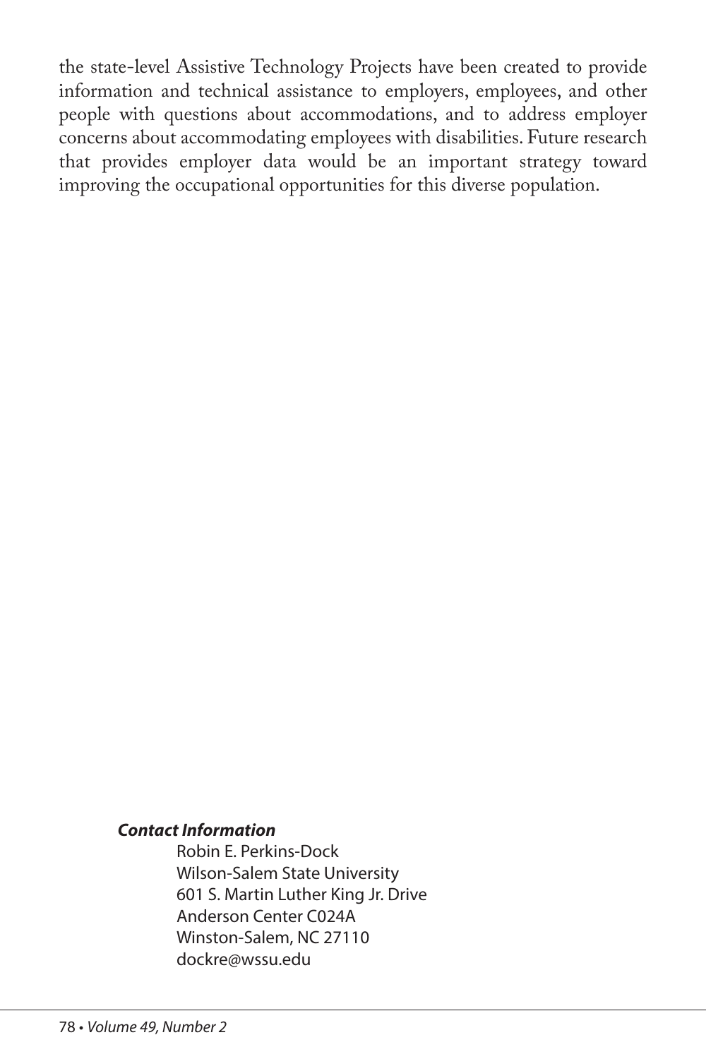the state-level Assistive Technology Projects have been created to provide information and technical assistance to employers, employees, and other people with questions about accommodations, and to address employer concerns about accommodating employees with disabilities. Future research that provides employer data would be an important strategy toward improving the occupational opportunities for this diverse population.

***Contact Information***

Robin E. Perkins-Dock
Wilson-Salem State University
601 S. Martin Luther King Jr. Drive
Anderson Center C024A
Winston-Salem, NC 27110
dockre@wssu.edu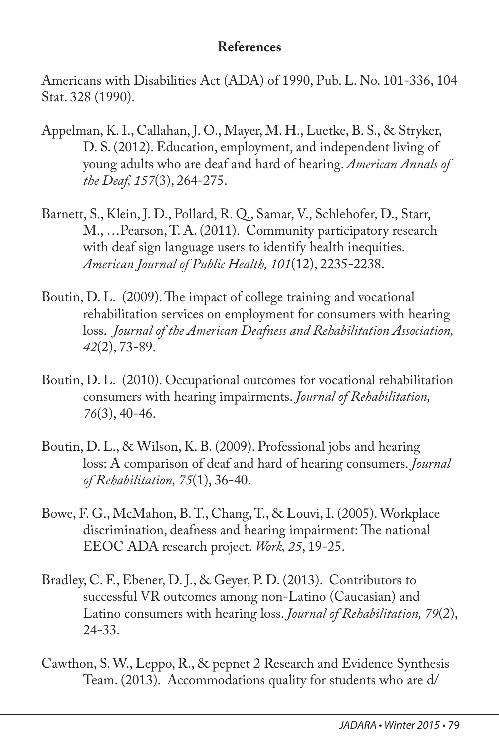**References**

Americans with Disabilities Act (ADA) of 1990, Pub. L. No. 101-336, 104 Stat. 328 (1990).

Appelman, K. I., Callahan, J. O., Mayer, M. H., Luetke, B. S., & Stryker, D. S. (2012). Education, employment, and independent living of young adults who are deaf and hard of hearing. *American Annals of the Deaf, 157*(3), 264-275.

Barnett, S., Klein, J. D., Pollard, R. Q., Samar, V., Schlehofer, D., Starr, M., …Pearson, T. A. (2011). Community participatory research with deaf sign language users to identify health inequities. *American Journal of Public Health, 101*(12), 2235-2238.

Boutin, D. L. (2009). The impact of college training and vocational rehabilitation services on employment for consumers with hearing loss. *Journal of the American Deafness and Rehabilitation Association, 42*(2), 73-89.

Boutin, D. L. (2010). Occupational outcomes for vocational rehabilitation consumers with hearing impairments. *Journal of Rehabilitation, 76*(3), 40-46.

Boutin, D. L., & Wilson, K. B. (2009). Professional jobs and hearing loss: A comparison of deaf and hard of hearing consumers. *Journal of Rehabilitation, 75*(1), 36-40.

Bowe, F. G., McMahon, B. T., Chang, T., & Louvi, I. (2005). Workplace discrimination, deafness and hearing impairment: The national EEOC ADA research project. *Work, 25*, 19-25.

Bradley, C. F., Ebener, D. J., & Geyer, P. D. (2013). Contributors to successful VR outcomes among non-Latino (Caucasian) and Latino consumers with hearing loss. *Journal of Rehabilitation, 79*(2), 24-33.

Cawthon, S. W., Leppo, R., & pepnet 2 Research and Evidence Synthesis Team. (2013). Accommodations quality for students who are d/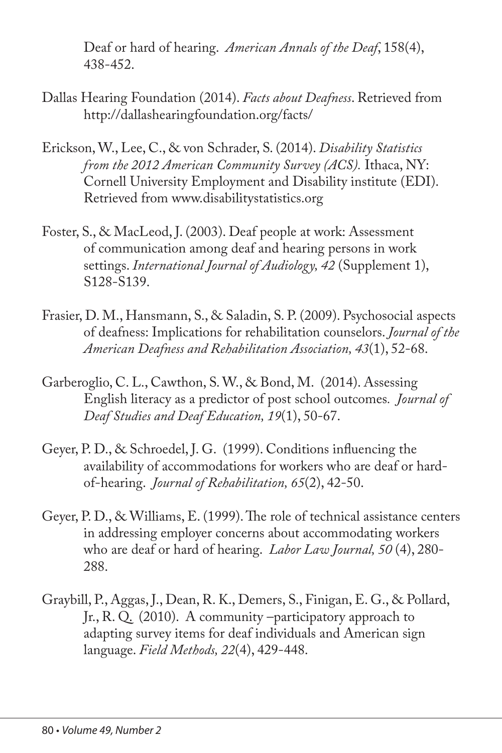Deaf or hard of hearing. *American Annals of the Deaf*, 158(4), 438-452.

Dallas Hearing Foundation (2014). *Facts about Deafness*. Retrieved from http://dallashearingfoundation.org/facts/

Erickson, W., Lee, C., & von Schrader, S. (2014). *Disability Statistics from the 2012 American Community Survey (ACS).* Ithaca, NY: Cornell University Employment and Disability institute (EDI). Retrieved from www.disabilitystatistics.org

Foster, S., & MacLeod, J. (2003). Deaf people at work: Assessment of communication among deaf and hearing persons in work settings. *International Journal of Audiology, 42* (Supplement 1), S128-S139.

Frasier, D. M., Hansmann, S., & Saladin, S. P. (2009). Psychosocial aspects of deafness: Implications for rehabilitation counselors. *Journal of the American Deafness and Rehabilitation Association, 43*(1), 52-68.

Garberoglio, C. L., Cawthon, S. W., & Bond, M. (2014). Assessing English literacy as a predictor of post school outcomes. *Journal of Deaf Studies and Deaf Education, 19*(1), 50-67.

Geyer, P. D., & Schroedel, J. G. (1999). Conditions influencing the availability of accommodations for workers who are deaf or hard-of-hearing. *Journal of Rehabilitation, 65*(2), 42-50.

Geyer, P. D., & Williams, E. (1999). The role of technical assistance centers in addressing employer concerns about accommodating workers who are deaf or hard of hearing. *Labor Law Journal, 50* (4), 280-288.

Graybill, P., Aggas, J., Dean, R. K., Demers, S., Finigan, E. G., & Pollard, Jr., R. Q. (2010). A community –participatory approach to adapting survey items for deaf individuals and American sign language. *Field Methods, 22*(4), 429-448.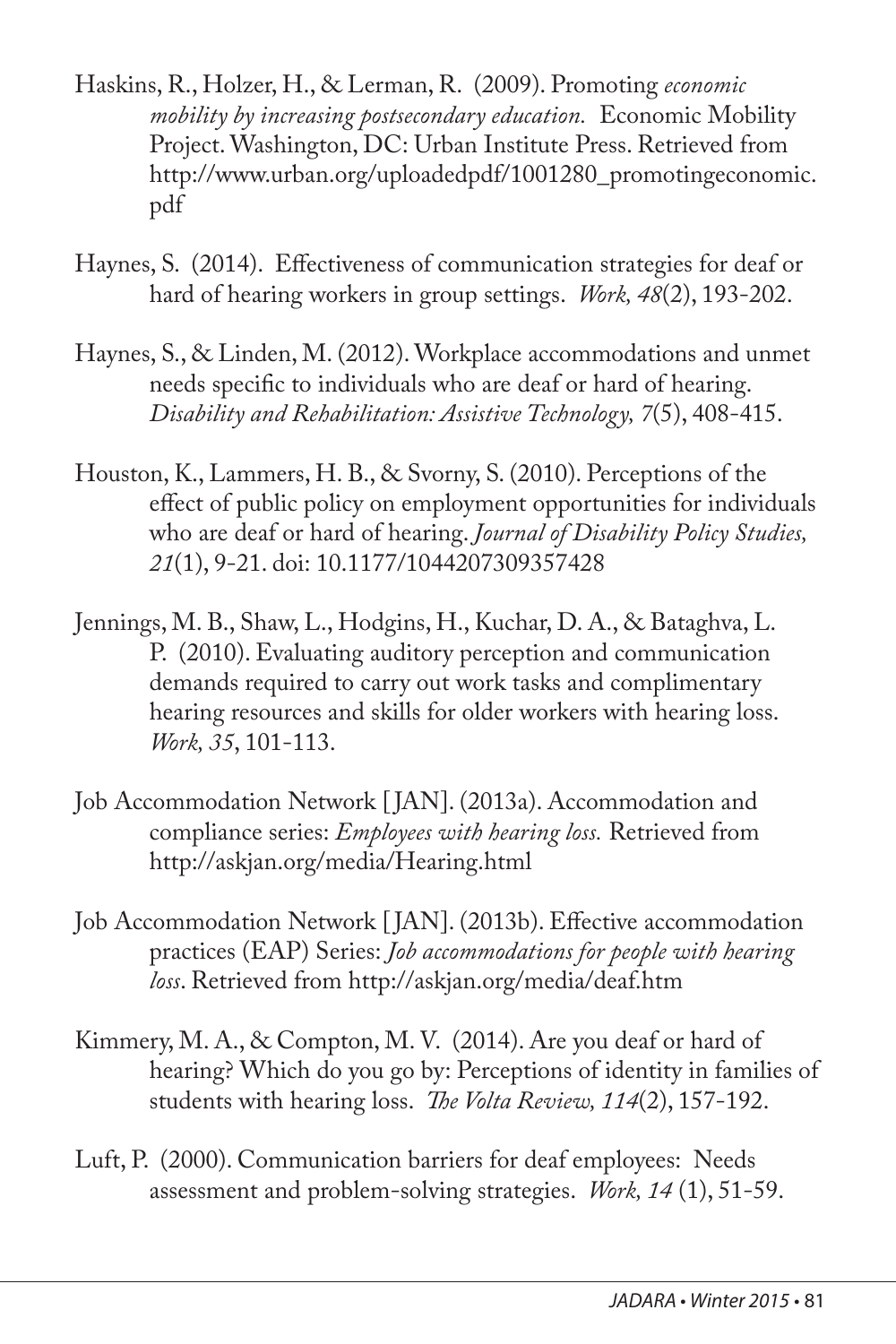Haskins, R., Holzer, H., & Lerman, R. (2009). Promoting *economic mobility by increasing postsecondary education.* Economic Mobility Project. Washington, DC: Urban Institute Press. Retrieved from http://www.urban.org/uploadedpdf/1001280_promotingeconomic.pdf

Haynes, S. (2014). Effectiveness of communication strategies for deaf or hard of hearing workers in group settings. *Work, 48*(2), 193-202.

Haynes, S., & Linden, M. (2012). Workplace accommodations and unmet needs specific to individuals who are deaf or hard of hearing. *Disability and Rehabilitation: Assistive Technology, 7*(5), 408-415.

Houston, K., Lammers, H. B., & Svorny, S. (2010). Perceptions of the effect of public policy on employment opportunities for individuals who are deaf or hard of hearing. *Journal of Disability Policy Studies, 21*(1), 9-21. doi: 10.1177/1044207309357428

Jennings, M. B., Shaw, L., Hodgins, H., Kuchar, D. A., & Bataghva, L. P. (2010). Evaluating auditory perception and communication demands required to carry out work tasks and complimentary hearing resources and skills for older workers with hearing loss. *Work, 35*, 101-113.

Job Accommodation Network [JAN]. (2013a). Accommodation and compliance series: *Employees with hearing loss.* Retrieved from http://askjan.org/media/Hearing.html

Job Accommodation Network [JAN]. (2013b). Effective accommodation practices (EAP) Series: *Job accommodations for people with hearing loss*. Retrieved from http://askjan.org/media/deaf.htm

Kimmery, M. A., & Compton, M. V. (2014). Are you deaf or hard of hearing? Which do you go by: Perceptions of identity in families of students with hearing loss. *The Volta Review, 114*(2), 157-192.

Luft, P. (2000). Communication barriers for deaf employees: Needs assessment and problem-solving strategies. *Work, 14* (1), 51-59.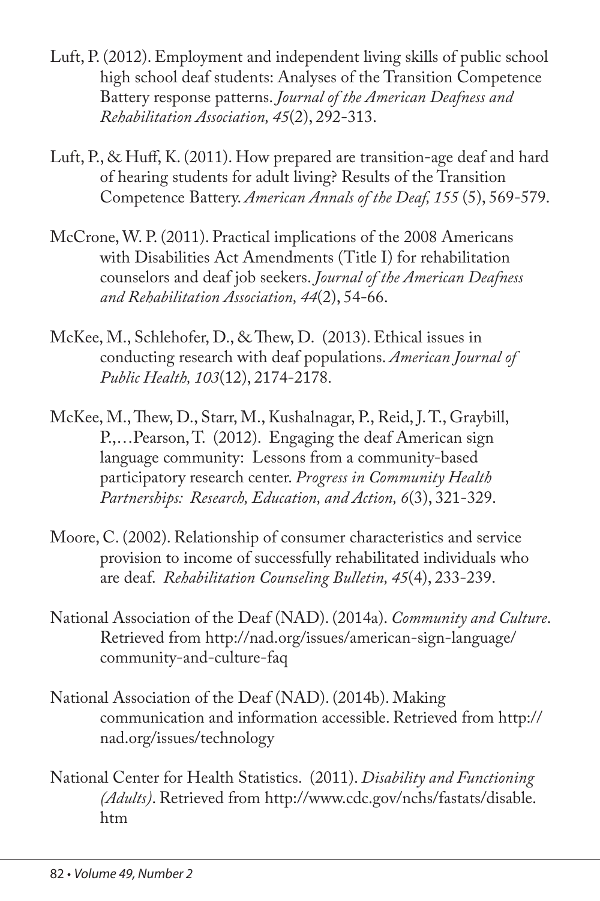Luft, P. (2012). Employment and independent living skills of public school high school deaf students: Analyses of the Transition Competence Battery response patterns. *Journal of the American Deafness and Rehabilitation Association, 45*(2), 292-313.

Luft, P., & Huff, K. (2011). How prepared are transition-age deaf and hard of hearing students for adult living? Results of the Transition Competence Battery. *American Annals of the Deaf, 155* (5), 569-579.

McCrone, W. P. (2011). Practical implications of the 2008 Americans with Disabilities Act Amendments (Title I) for rehabilitation counselors and deaf job seekers. *Journal of the American Deafness and Rehabilitation Association, 44*(2), 54-66.

McKee, M., Schlehofer, D., & Thew, D. (2013). Ethical issues in conducting research with deaf populations. *American Journal of Public Health, 103*(12), 2174-2178.

McKee, M., Thew, D., Starr, M., Kushalnagar, P., Reid, J. T., Graybill, P.,…Pearson, T. (2012). Engaging the deaf American sign language community: Lessons from a community-based participatory research center. *Progress in Community Health Partnerships: Research, Education, and Action, 6*(3), 321-329.

Moore, C. (2002). Relationship of consumer characteristics and service provision to income of successfully rehabilitated individuals who are deaf. *Rehabilitation Counseling Bulletin, 45*(4), 233-239.

National Association of the Deaf (NAD). (2014a). *Community and Culture*. Retrieved from http://nad.org/issues/american-sign-language/community-and-culture-faq

National Association of the Deaf (NAD). (2014b). Making communication and information accessible. Retrieved from http://nad.org/issues/technology

National Center for Health Statistics. (2011). *Disability and Functioning (Adults)*. Retrieved from http://www.cdc.gov/nchs/fastats/disable.htm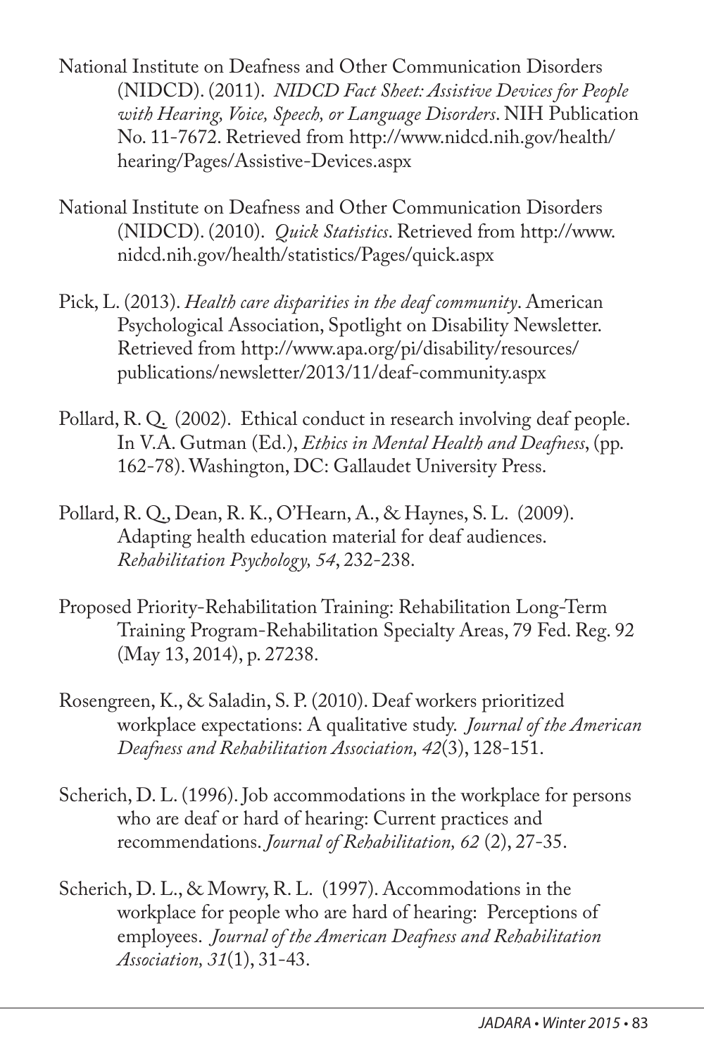National Institute on Deafness and Other Communication Disorders (NIDCD). (2011). *NIDCD Fact Sheet: Assistive Devices for People with Hearing, Voice, Speech, or Language Disorders*. NIH Publication No. 11-7672. Retrieved from http://www.nidcd.nih.gov/health/hearing/Pages/Assistive-Devices.aspx

National Institute on Deafness and Other Communication Disorders (NIDCD). (2010). *Quick Statistics*. Retrieved from http://www.nidcd.nih.gov/health/statistics/Pages/quick.aspx

Pick, L. (2013). *Health care disparities in the deaf community*. American Psychological Association, Spotlight on Disability Newsletter. Retrieved from http://www.apa.org/pi/disability/resources/publications/newsletter/2013/11/deaf-community.aspx

Pollard, R. Q. (2002). Ethical conduct in research involving deaf people. In V.A. Gutman (Ed.), *Ethics in Mental Health and Deafness*, (pp. 162-78). Washington, DC: Gallaudet University Press.

Pollard, R. Q., Dean, R. K., O'Hearn, A., & Haynes, S. L. (2009). Adapting health education material for deaf audiences. *Rehabilitation Psychology, 54*, 232-238.

Proposed Priority-Rehabilitation Training: Rehabilitation Long-Term Training Program-Rehabilitation Specialty Areas, 79 Fed. Reg. 92 (May 13, 2014), p. 27238.

Rosengreen, K., & Saladin, S. P. (2010). Deaf workers prioritized workplace expectations: A qualitative study. *Journal of the American Deafness and Rehabilitation Association, 42*(3), 128-151.

Scherich, D. L. (1996). Job accommodations in the workplace for persons who are deaf or hard of hearing: Current practices and recommendations. *Journal of Rehabilitation, 62* (2), 27-35.

Scherich, D. L., & Mowry, R. L. (1997). Accommodations in the workplace for people who are hard of hearing: Perceptions of employees. *Journal of the American Deafness and Rehabilitation Association, 31*(1), 31-43.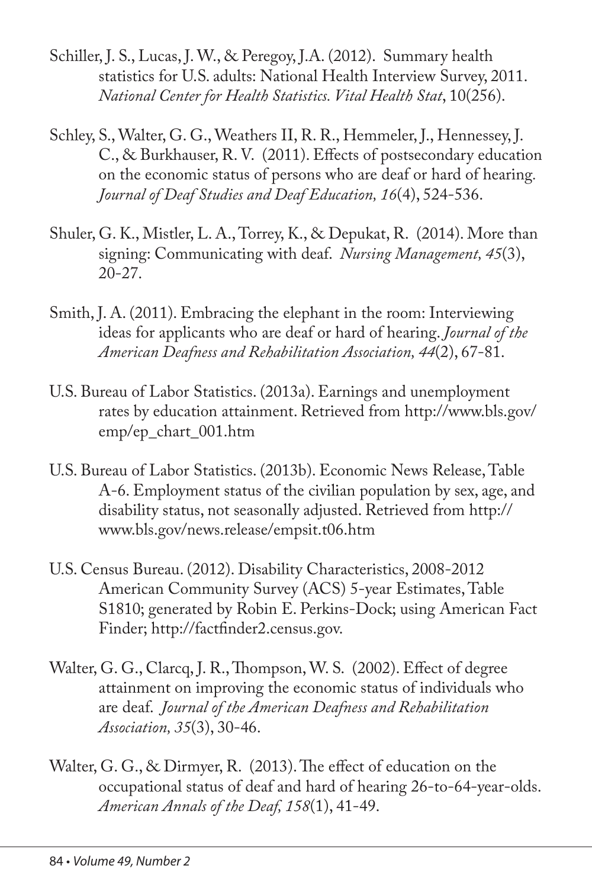Schiller, J. S., Lucas, J. W., & Peregoy, J.A. (2012). Summary health statistics for U.S. adults: National Health Interview Survey, 2011. *National Center for Health Statistics. Vital Health Stat*, 10(256).

Schley, S., Walter, G. G., Weathers II, R. R., Hemmeler, J., Hennessey, J. C., & Burkhauser, R. V. (2011). Effects of postsecondary education on the economic status of persons who are deaf or hard of hearing. *Journal of Deaf Studies and Deaf Education, 16*(4), 524-536.

Shuler, G. K., Mistler, L. A., Torrey, K., & Depukat, R. (2014). More than signing: Communicating with deaf. *Nursing Management, 45*(3), 20-27.

Smith, J. A. (2011). Embracing the elephant in the room: Interviewing ideas for applicants who are deaf or hard of hearing. *Journal of the American Deafness and Rehabilitation Association, 44*(2), 67-81.

U.S. Bureau of Labor Statistics. (2013a). Earnings and unemployment rates by education attainment. Retrieved from http://www.bls.gov/emp/ep_chart_001.htm

U.S. Bureau of Labor Statistics. (2013b). Economic News Release, Table A-6. Employment status of the civilian population by sex, age, and disability status, not seasonally adjusted. Retrieved from http://www.bls.gov/news.release/empsit.t06.htm

U.S. Census Bureau. (2012). Disability Characteristics, 2008-2012 American Community Survey (ACS) 5-year Estimates, Table S1810; generated by Robin E. Perkins-Dock; using American Fact Finder; http://factfinder2.census.gov.

Walter, G. G., Clarcq, J. R., Thompson, W. S. (2002). Effect of degree attainment on improving the economic status of individuals who are deaf. *Journal of the American Deafness and Rehabilitation Association, 35*(3), 30-46.

Walter, G. G., & Dirmyer, R. (2013). The effect of education on the occupational status of deaf and hard of hearing 26-to-64-year-olds. *American Annals of the Deaf, 158*(1), 41-49.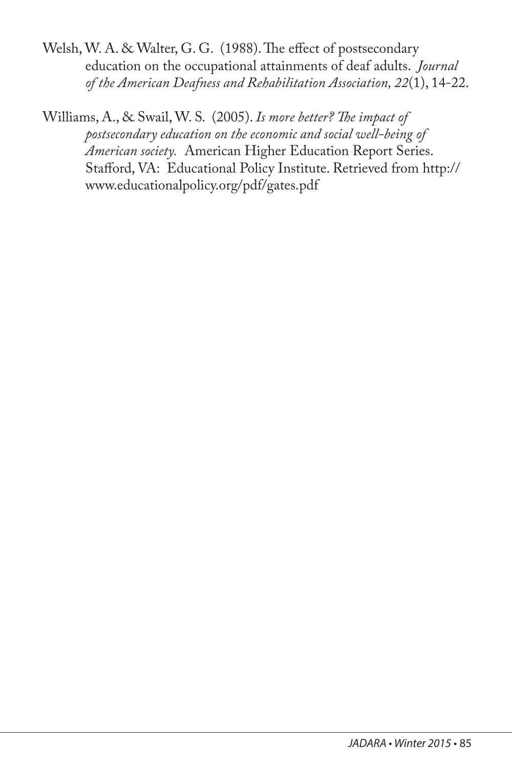Welsh, W. A. & Walter, G. G. (1988). The effect of postsecondary education on the occupational attainments of deaf adults. *Journal of the American Deafness and Rehabilitation Association, 22*(1), 14-22.

Williams, A., & Swail, W. S. (2005). *Is more better? The impact of postsecondary education on the economic and social well-being of American society.* American Higher Education Report Series. Stafford, VA: Educational Policy Institute. Retrieved from http://www.educationalpolicy.org/pdf/gates.pdf